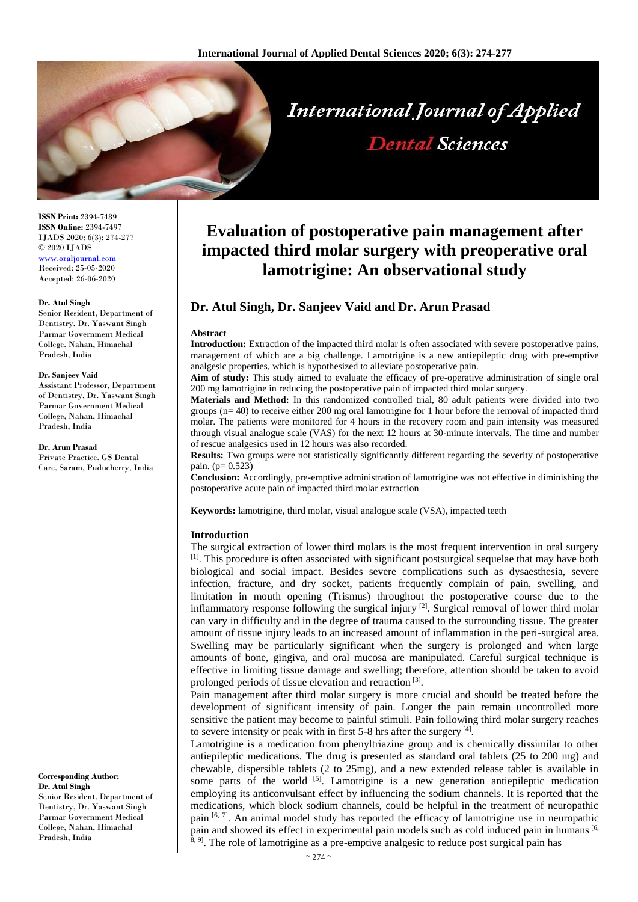# Evaluation of postoperative pain management after impacted third molar surgery with preoperative oral lamotrigine: An observational study

## Dr. Atul Singh, Dr. Sanjeev Vaid and Dr. Arun Prasad

**ISSN Print:** 2394-7489
**ISSN Online:** 2394-7497
IJADS 2020; 6(3): 274-277
© 2020 IJADS
www.oraljournal.com
Received: 25-05-2020
Accepted: 26-06-2020

**Dr. Atul Singh**
Senior Resident, Department of Dentistry, Dr. Yaswant Singh Parmar Government Medical College, Nahan, Himachal Pradesh, India

**Dr. Sanjeev Vaid**
Assistant Professor, Department of Dentistry, Dr. Yaswant Singh Parmar Government Medical College, Nahan, Himachal Pradesh, India

**Dr. Arun Prasad**
Private Practice, GS Dental Care, Saram, Puducherry, India

**Corresponding Author:**
**Dr. Atul Singh**
Senior Resident, Department of Dentistry, Dr. Yaswant Singh Parmar Government Medical College, Nahan, Himachal Pradesh, India

### Abstract

**Introduction:** Extraction of the impacted third molar is often associated with severe postoperative pains, management of which are a big challenge. Lamotrigine is a new antiepileptic drug with pre-emptive analgesic properties, which is hypothesized to alleviate postoperative pain.

**Aim of study:** This study aimed to evaluate the efficacy of pre-operative administration of single oral 200 mg lamotrigine in reducing the postoperative pain of impacted third molar surgery.

**Materials and Method:** In this randomized controlled trial, 80 adult patients were divided into two groups (n= 40) to receive either 200 mg oral lamotrigine for 1 hour before the removal of impacted third molar. The patients were monitored for 4 hours in the recovery room and pain intensity was measured through visual analogue scale (VAS) for the next 12 hours at 30-minute intervals. The time and number of rescue analgesics used in 12 hours was also recorded.

**Results:** Two groups were not statistically significantly different regarding the severity of postoperative pain. (p= 0.523)

**Conclusion:** Accordingly, pre-emptive administration of lamotrigine was not effective in diminishing the postoperative acute pain of impacted third molar extraction

**Keywords:** lamotrigine, third molar, visual analogue scale (VSA), impacted teeth

### Introduction

The surgical extraction of lower third molars is the most frequent intervention in oral surgery [1]. This procedure is often associated with significant postsurgical sequelae that may have both biological and social impact. Besides severe complications such as dysaesthesia, severe infection, fracture, and dry socket, patients frequently complain of pain, swelling, and limitation in mouth opening (Trismus) throughout the postoperative course due to the inflammatory response following the surgical injury [2]. Surgical removal of lower third molar can vary in difficulty and in the degree of trauma caused to the surrounding tissue. The greater amount of tissue injury leads to an increased amount of inflammation in the peri-surgical area. Swelling may be particularly significant when the surgery is prolonged and when large amounts of bone, gingiva, and oral mucosa are manipulated. Careful surgical technique is effective in limiting tissue damage and swelling; therefore, attention should be taken to avoid prolonged periods of tissue elevation and retraction [3].

Pain management after third molar surgery is more crucial and should be treated before the development of significant intensity of pain. Longer the pain remain uncontrolled more sensitive the patient may become to painful stimuli. Pain following third molar surgery reaches to severe intensity or peak with in first 5-8 hrs after the surgery [4].

Lamotrigine is a medication from phenyltriazine group and is chemically dissimilar to other antiepileptic medications. The drug is presented as standard oral tablets (25 to 200 mg) and chewable, dispersible tablets (2 to 25mg), and a new extended release tablet is available in some parts of the world [5]. Lamotrigine is a new generation antiepileptic medication employing its anticonvulsant effect by influencing the sodium channels. It is reported that the medications, which block sodium channels, could be helpful in the treatment of neuropathic pain [6, 7]. An animal model study has reported the efficacy of lamotrigine use in neuropathic pain and showed its effect in experimental pain models such as cold induced pain in humans [6, 8, 9]. The role of lamotrigine as a pre-emptive analgesic to reduce post surgical pain has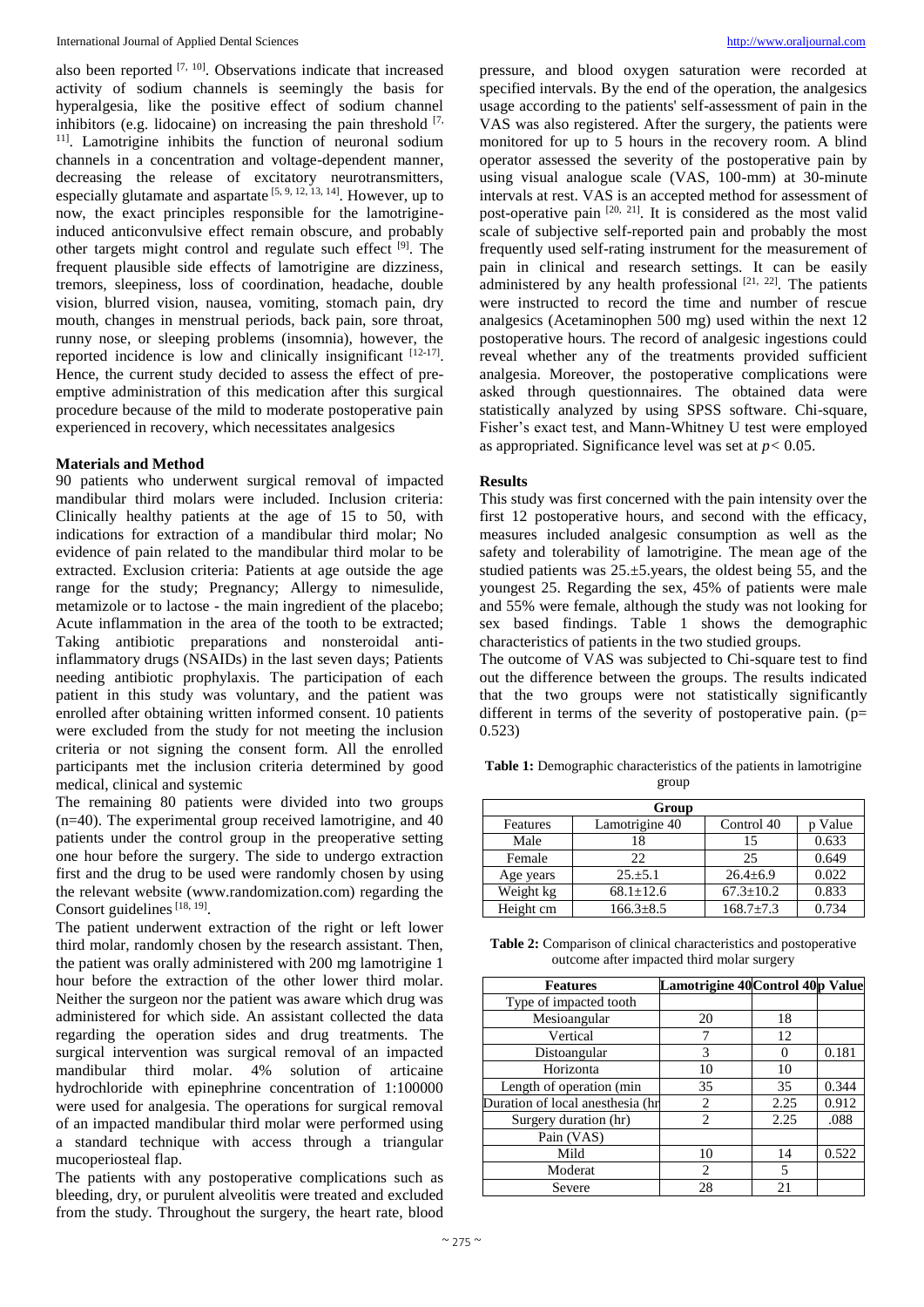also been reported [7, 10]. Observations indicate that increased activity of sodium channels is seemingly the basis for hyperalgesia, like the positive effect of sodium channel inhibitors (e.g. lidocaine) on increasing the pain threshold [7, 11]. Lamotrigine inhibits the function of neuronal sodium channels in a concentration and voltage-dependent manner, decreasing the release of excitatory neurotransmitters, especially glutamate and aspartate [5, 9, 12, 13, 14]. However, up to now, the exact principles responsible for the lamotrigine-induced anticonvulsive effect remain obscure, and probably other targets might control and regulate such effect [9]. The frequent plausible side effects of lamotrigine are dizziness, tremors, sleepiness, loss of coordination, headache, double vision, blurred vision, nausea, vomiting, stomach pain, dry mouth, changes in menstrual periods, back pain, sore throat, runny nose, or sleeping problems (insomnia), however, the reported incidence is low and clinically insignificant [12-17]. Hence, the current study decided to assess the effect of pre-emptive administration of this medication after this surgical procedure because of the mild to moderate postoperative pain experienced in recovery, which necessitates analgesics

## Materials and Method

90 patients who underwent surgical removal of impacted mandibular third molars were included. Inclusion criteria: Clinically healthy patients at the age of 15 to 50, with indications for extraction of a mandibular third molar; No evidence of pain related to the mandibular third molar to be extracted. Exclusion criteria: Patients at age outside the age range for the study; Pregnancy; Allergy to nimesulide, metamizole or to lactose - the main ingredient of the placebo; Acute inflammation in the area of the tooth to be extracted; Taking antibiotic preparations and nonsteroidal anti-inflammatory drugs (NSAIDs) in the last seven days; Patients needing antibiotic prophylaxis. The participation of each patient in this study was voluntary, and the patient was enrolled after obtaining written informed consent. 10 patients were excluded from the study for not meeting the inclusion criteria or not signing the consent form. All the enrolled participants met the inclusion criteria determined by good medical, clinical and systemic

The remaining 80 patients were divided into two groups (n=40). The experimental group received lamotrigine, and 40 patients under the control group in the preoperative setting one hour before the surgery. The side to undergo extraction first and the drug to be used were randomly chosen by using the relevant website (www.randomization.com) regarding the Consort guidelines [18, 19].

The patient underwent extraction of the right or left lower third molar, randomly chosen by the research assistant. Then, the patient was orally administered with 200 mg lamotrigine 1 hour before the extraction of the other lower third molar. Neither the surgeon nor the patient was aware which drug was administered for which side. An assistant collected the data regarding the operation sides and drug treatments. The surgical intervention was surgical removal of an impacted mandibular third molar. 4% solution of articaine hydrochloride with epinephrine concentration of 1:100000 were used for analgesia. The operations for surgical removal of an impacted mandibular third molar were performed using a standard technique with access through a triangular mucoperiosteal flap.

The patients with any postoperative complications such as bleeding, dry, or purulent alveolitis were treated and excluded from the study. Throughout the surgery, the heart rate, blood pressure, and blood oxygen saturation were recorded at specified intervals. By the end of the operation, the analgesics usage according to the patients' self-assessment of pain in the VAS was also registered. After the surgery, the patients were monitored for up to 5 hours in the recovery room. A blind operator assessed the severity of the postoperative pain by using visual analogue scale (VAS, 100-mm) at 30-minute intervals at rest. VAS is an accepted method for assessment of post-operative pain [20, 21]. It is considered as the most valid scale of subjective self-reported pain and probably the most frequently used self-rating instrument for the measurement of pain in clinical and research settings. It can be easily administered by any health professional [21, 22]. The patients were instructed to record the time and number of rescue analgesics (Acetaminophen 500 mg) used within the next 12 postoperative hours. The record of analgesic ingestions could reveal whether any of the treatments provided sufficient analgesia. Moreover, the postoperative complications were asked through questionnaires. The obtained data were statistically analyzed by using SPSS software. Chi-square, Fisher's exact test, and Mann-Whitney U test were employed as appropriated. Significance level was set at $p < 0.05$.

## Results

This study was first concerned with the pain intensity over the first 12 postoperative hours, and second with the efficacy, measures included analgesic consumption as well as the safety and tolerability of lamotrigine. The mean age of the studied patients was 25.±5.years, the oldest being 55, and the youngest 25. Regarding the sex, 45% of patients were male and 55% were female, although the study was not looking for sex based findings. Table 1 shows the demographic characteristics of patients in the two studied groups.

The outcome of VAS was subjected to Chi-square test to find out the difference between the groups. The results indicated that the two groups were not statistically significantly different in terms of the severity of postoperative pain. (p= 0.523)

**Table 1:** Demographic characteristics of the patients in lamotrigine group

| Group | | | |
|---|---|---|---|
| Features | Lamotrigine 40 | Control 40 | p Value |
| Male | 18 | 15 | 0.633 |
| Female | 22 | 25 | 0.649 |
| Age years | 25.±5.1 | 26.4±6.9 | 0.022 |
| Weight kg | 68.1±12.6 | 67.3±10.2 | 0.833 |
| Height cm | 166.3±8.5 | 168.7±7.3 | 0.734 |

**Table 2:** Comparison of clinical characteristics and postoperative outcome after impacted third molar surgery

| Features | Lamotrigine 40 | Control 40 | p Value |
|---|---|---|---|
| Type of impacted tooth | | | |
| Mesioangular | 20 | 18 | |
| Vertical | 7 | 12 | |
| Distoangular | 3 | 0 | 0.181 |
| Horizonta | 10 | 10 | |
| Length of operation (min | 35 | 35 | 0.344 |
| Duration of local anesthesia (hr | 2 | 2.25 | 0.912 |
| Surgery duration (hr) | 2 | 2.25 | .088 |
| Pain (VAS) | | | |
| Mild | 10 | 14 | 0.522 |
| Moderat | 2 | 5 | |
| Severe | 28 | 21 | |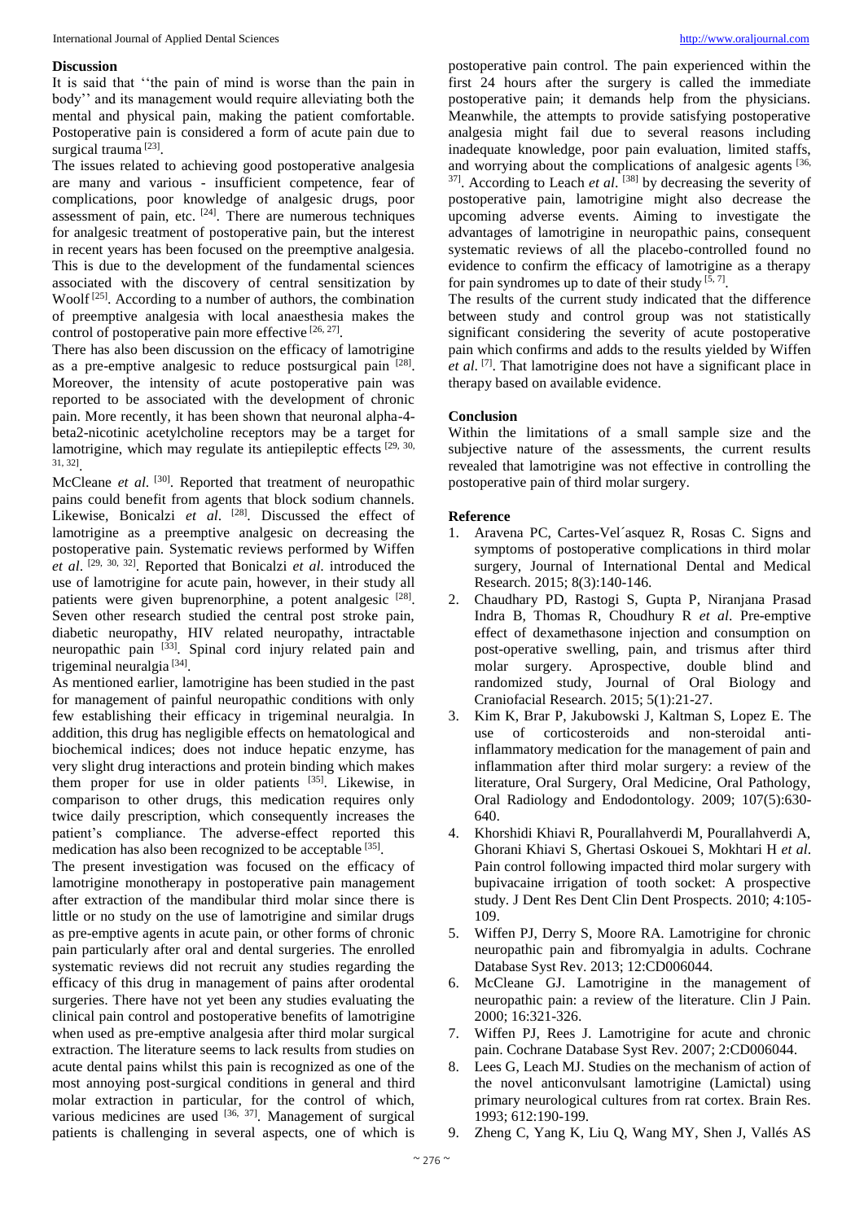## Discussion

It is said that ''the pain of mind is worse than the pain in body'' and its management would require alleviating both the mental and physical pain, making the patient comfortable. Postoperative pain is considered a form of acute pain due to surgical trauma [23].

The issues related to achieving good postoperative analgesia are many and various - insufficient competence, fear of complications, poor knowledge of analgesic drugs, poor assessment of pain, etc. [24]. There are numerous techniques for analgesic treatment of postoperative pain, but the interest in recent years has been focused on the preemptive analgesia. This is due to the development of the fundamental sciences associated with the discovery of central sensitization by Woolf [25]. According to a number of authors, the combination of preemptive analgesia with local anaesthesia makes the control of postoperative pain more effective [26, 27].

There has also been discussion on the efficacy of lamotrigine as a pre-emptive analgesic to reduce postsurgical pain [28]. Moreover, the intensity of acute postoperative pain was reported to be associated with the development of chronic pain. More recently, it has been shown that neuronal alpha-4-beta2-nicotinic acetylcholine receptors may be a target for lamotrigine, which may regulate its antiepileptic effects [29, 30, 31, 32].

McCleane *et al*. [30]. Reported that treatment of neuropathic pains could benefit from agents that block sodium channels. Likewise, Bonicalzi *et al*. [28]. Discussed the effect of lamotrigine as a preemptive analgesic on decreasing the postoperative pain. Systematic reviews performed by Wiffen *et al*. [29, 30, 32]. Reported that Bonicalzi *et al.* introduced the use of lamotrigine for acute pain, however, in their study all patients were given buprenorphine, a potent analgesic [28]. Seven other research studied the central post stroke pain, diabetic neuropathy, HIV related neuropathy, intractable neuropathic pain [33]. Spinal cord injury related pain and trigeminal neuralgia [34].

As mentioned earlier, lamotrigine has been studied in the past for management of painful neuropathic conditions with only few establishing their efficacy in trigeminal neuralgia. In addition, this drug has negligible effects on hematological and biochemical indices; does not induce hepatic enzyme, has very slight drug interactions and protein binding which makes them proper for use in older patients [35]. Likewise, in comparison to other drugs, this medication requires only twice daily prescription, which consequently increases the patient's compliance. The adverse-effect reported this medication has also been recognized to be acceptable [35].

The present investigation was focused on the efficacy of lamotrigine monotherapy in postoperative pain management after extraction of the mandibular third molar since there is little or no study on the use of lamotrigine and similar drugs as pre-emptive agents in acute pain, or other forms of chronic pain particularly after oral and dental surgeries. The enrolled systematic reviews did not recruit any studies regarding the efficacy of this drug in management of pains after orodental surgeries. There have not yet been any studies evaluating the clinical pain control and postoperative benefits of lamotrigine when used as pre-emptive analgesia after third molar surgical extraction. The literature seems to lack results from studies on acute dental pains whilst this pain is recognized as one of the most annoying post-surgical conditions in general and third molar extraction in particular, for the control of which, various medicines are used [36, 37]. Management of surgical patients is challenging in several aspects, one of which is postoperative pain control. The pain experienced within the first 24 hours after the surgery is called the immediate postoperative pain; it demands help from the physicians. Meanwhile, the attempts to provide satisfying postoperative analgesia might fail due to several reasons including inadequate knowledge, poor pain evaluation, limited staffs, and worrying about the complications of analgesic agents [36, 37]. According to Leach *et al*. [38] by decreasing the severity of postoperative pain, lamotrigine might also decrease the upcoming adverse events. Aiming to investigate the advantages of lamotrigine in neuropathic pains, consequent systematic reviews of all the placebo-controlled found no evidence to confirm the efficacy of lamotrigine as a therapy for pain syndromes up to date of their study [5, 7].

The results of the current study indicated that the difference between study and control group was not statistically significant considering the severity of acute postoperative pain which confirms and adds to the results yielded by Wiffen *et al*. [7]. That lamotrigine does not have a significant place in therapy based on available evidence.

## Conclusion

Within the limitations of a small sample size and the subjective nature of the assessments, the current results revealed that lamotrigine was not effective in controlling the postoperative pain of third molar surgery.

## Reference

1. Aravena PC, Cartes-Vel´asquez R, Rosas C. Signs and symptoms of postoperative complications in third molar surgery, Journal of International Dental and Medical Research. 2015; 8(3):140-146.
2. Chaudhary PD, Rastogi S, Gupta P, Niranjana Prasad Indra B, Thomas R, Choudhury R *et al*. Pre-emptive effect of dexamethasone injection and consumption on post-operative swelling, pain, and trismus after third molar surgery. Aprospective, double blind and randomized study, Journal of Oral Biology and Craniofacial Research. 2015; 5(1):21-27.
3. Kim K, Brar P, Jakubowski J, Kaltman S, Lopez E. The use of corticosteroids and non-steroidal anti-inflammatory medication for the management of pain and inflammation after third molar surgery: a review of the literature, Oral Surgery, Oral Medicine, Oral Pathology, Oral Radiology and Endodontology. 2009; 107(5):630-640.
4. Khorshidi Khiavi R, Pourallahverdi M, Pourallahverdi A, Ghorani Khiavi S, Ghertasi Oskouei S, Mokhtari H *et al*. Pain control following impacted third molar surgery with bupivacaine irrigation of tooth socket: A prospective study. J Dent Res Dent Clin Dent Prospects. 2010; 4:105-109.
5. Wiffen PJ, Derry S, Moore RA. Lamotrigine for chronic neuropathic pain and fibromyalgia in adults. Cochrane Database Syst Rev. 2013; 12:CD006044.
6. McCleane GJ. Lamotrigine in the management of neuropathic pain: a review of the literature. Clin J Pain. 2000; 16:321-326.
7. Wiffen PJ, Rees J. Lamotrigine for acute and chronic pain. Cochrane Database Syst Rev. 2007; 2:CD006044.
8. Lees G, Leach MJ. Studies on the mechanism of action of the novel anticonvulsant lamotrigine (Lamictal) using primary neurological cultures from rat cortex. Brain Res. 1993; 612:190-199.
9. Zheng C, Yang K, Liu Q, Wang MY, Shen J, Vallés AS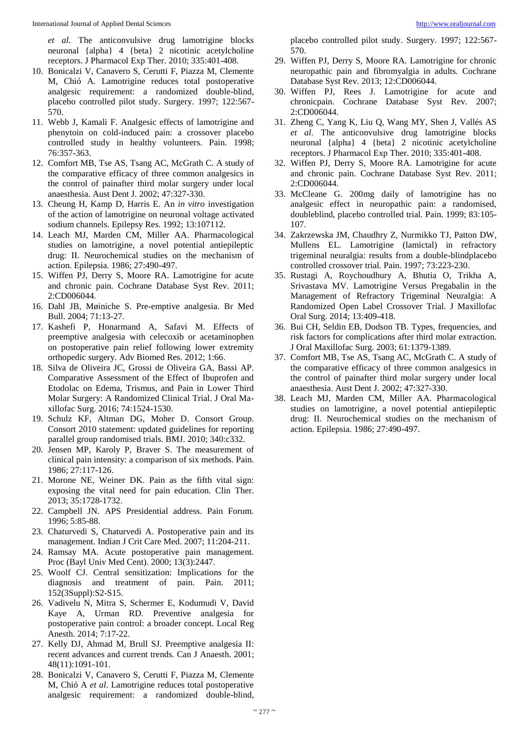*et al*. The anticonvulsive drug lamotrigine blocks neuronal {alpha} 4 {beta} 2 nicotinic acetylcholine receptors. J Pharmacol Exp Ther. 2010; 335:401-408.

10. Bonicalzi V, Canavero S, Cerutti F, Piazza M, Clemente M, Chió A. Lamotrigine reduces total postoperative analgesic requirement: a randomized double-blind, placebo controlled pilot study. Surgery. 1997; 122:567-570.
11. Webb J, Kamali F. Analgesic effects of lamotrigine and phenytoin on cold-induced pain: a crossover placebo controlled study in healthy volunteers. Pain. 1998; 76:357-363.
12. Comfort MB, Tse AS, Tsang AC, McGrath C. A study of the comparative efficacy of three common analgesics in the control of painafter third molar surgery under local anaesthesia. Aust Dent J. 2002; 47:327-330.
13. Cheung H, Kamp D, Harris E. An *in vitro* investigation of the action of lamotrigine on neuronal voltage activated sodium channels. Epilepsy Res. 1992; 13:107112.
14. Leach MJ, Marden CM, Miller AA. Pharmacological studies on lamotrigine, a novel potential antiepileptic drug: II. Neurochemical studies on the mechanism of action. Epilepsia. 1986; 27:490-497.
15. Wiffen PJ, Derry S, Moore RA. Lamotrigine for acute and chronic pain. Cochrane Database Syst Rev. 2011; 2:CD006044.
16. Dahl JB, Møiniche S. Pre-emptive analgesia. Br Med Bull. 2004; 71:13-27.
17. Kashefi P, Honarmand A, Safavi M. Effects of preemptive analgesia with celecoxib or acetaminophen on postoperative pain relief following lower extremity orthopedic surgery. Adv Biomed Res. 2012; 1:66.
18. Silva de Oliveira JC, Grossi de Oliveira GA, Bassi AP. Comparative Assessment of the Effect of Ibuprofen and Etodolac on Edema, Trismus, and Pain in Lower Third Molar Surgery: A Randomized Clinical Trial. J Oral Maxillofac Surg. 2016; 74:1524-1530.
19. Schulz KF, Altman DG, Moher D. Consort Group. Consort 2010 statement: updated guidelines for reporting parallel group randomised trials. BMJ. 2010; 340:c332.
20. Jensen MP, Karoly P, Braver S. The measurement of clinical pain intensity: a comparison of six methods. Pain. 1986; 27:117-126.
21. Morone NE, Weiner DK. Pain as the fifth vital sign: exposing the vital need for pain education. Clin Ther. 2013; 35:1728-1732.
22. Campbell JN. APS Presidential address. Pain Forum. 1996; 5:85-88.
23. Chaturvedi S, Chaturvedi A. Postoperative pain and its management. Indian J Crit Care Med. 2007; 11:204-211.
24. Ramsay MA. Acute postoperative pain management. Proc (Bayl Univ Med Cent). 2000; 13(3):2447.
25. Woolf CJ. Central sensitization: Implications for the diagnosis and treatment of pain. Pain. 2011; 152(3Suppl):S2-S15.
26. Vadivelu N, Mitra S, Schermer E, Kodumudi V, David Kaye A, Urman RD. Preventive analgesia for postoperative pain control: a broader concept. Local Reg Anesth. 2014; 7:17-22.
27. Kelly DJ, Ahmad M, Brull SJ. Preemptive analgesia II: recent advances and current trends. Can J Anaesth. 2001; 48(11):1091-101.
28. Bonicalzi V, Canavero S, Cerutti F, Piazza M, Clemente M, Chió A *et al*. Lamotrigine reduces total postoperative analgesic requirement: a randomized double-blind, placebo controlled pilot study. Surgery. 1997; 122:567-570.
29. Wiffen PJ, Derry S, Moore RA. Lamotrigine for chronic neuropathic pain and fibromyalgia in adults. Cochrane Database Syst Rev. 2013; 12:CD006044.
30. Wiffen PJ, Rees J. Lamotrigine for acute and chronicpain. Cochrane Database Syst Rev. 2007; 2:CD006044.
31. Zheng C, Yang K, Liu Q, Wang MY, Shen J, Vallés AS *et al*. The anticonvulsive drug lamotrigine blocks neuronal {alpha} 4 {beta} 2 nicotinic acetylcholine receptors. J Pharmacol Exp Ther. 2010; 335:401-408.
32. Wiffen PJ, Derry S, Moore RA. Lamotrigine for acute and chronic pain. Cochrane Database Syst Rev. 2011; 2:CD006044.
33. McCleane G. 200mg daily of lamotrigine has no analgesic effect in neuropathic pain: a randomised, doubleblind, placebo controlled trial. Pain. 1999; 83:105-107.
34. Zakrzewska JM, Chaudhry Z, Nurmikko TJ, Patton DW, Mullens EL. Lamotrigine (lamictal) in refractory trigeminal neuralgia: results from a double-blindplacebo controlled crossover trial. Pain. 1997; 73:223-230.
35. Rustagi A, Roychoudhury A, Bhutia O, Trikha A, Srivastava MV. Lamotrigine Versus Pregabalin in the Management of Refractory Trigeminal Neuralgia: A Randomized Open Label Crossover Trial. J Maxillofac Oral Surg. 2014; 13:409-418.
36. Bui CH, Seldin EB, Dodson TB. Types, frequencies, and risk factors for complications after third molar extraction. J Oral Maxillofac Surg. 2003; 61:1379-1389.
37. Comfort MB, Tse AS, Tsang AC, McGrath C. A study of the comparative efficacy of three common analgesics in the control of painafter third molar surgery under local anaesthesia. Aust Dent J. 2002; 47:327-330.
38. Leach MJ, Marden CM, Miller AA. Pharmacological studies on lamotrigine, a novel potential antiepileptic drug: II. Neurochemical studies on the mechanism of action. Epilepsia. 1986; 27:490-497.